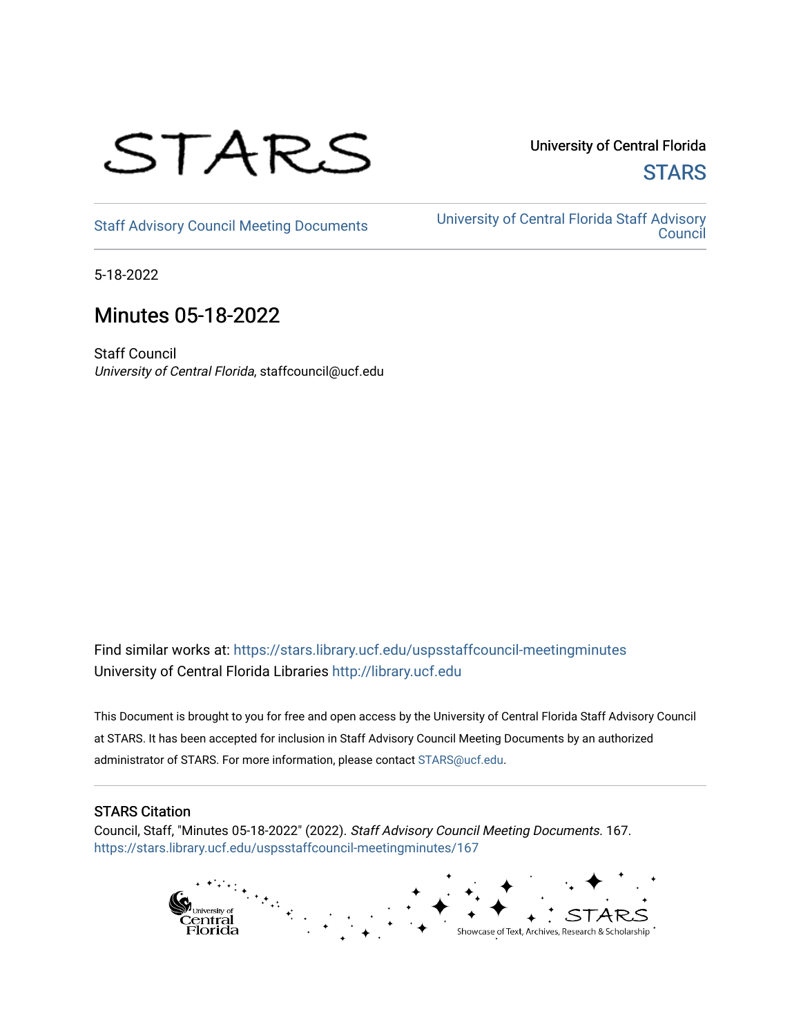STARS

University of Central Florida

STARS

Staff Advisory Council Meeting Documents

University of Central Florida Staff Advisory Council

5-18-2022

# Minutes 05-18-2022

Staff Council
*University of Central Florida*, staffcouncil@ucf.edu

Find similar works at: https://stars.library.ucf.edu/uspsstaffcouncil-meetingminutes
University of Central Florida Libraries http://library.ucf.edu

This Document is brought to you for free and open access by the University of Central Florida Staff Advisory Council at STARS. It has been accepted for inclusion in Staff Advisory Council Meeting Documents by an authorized administrator of STARS. For more information, please contact STARS@ucf.edu.

## STARS Citation

Council, Staff, "Minutes 05-18-2022" (2022). *Staff Advisory Council Meeting Documents*. 167.
https://stars.library.ucf.edu/uspsstaffcouncil-meetingminutes/167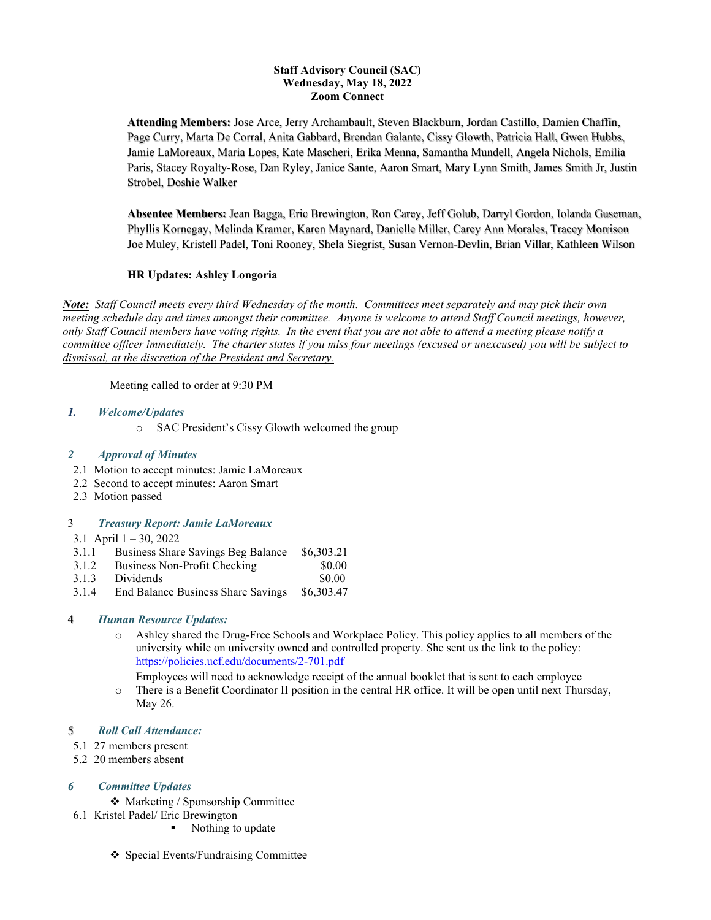**Staff Advisory Council (SAC)**
**Wednesday, May 18, 2022**
**Zoom Connect**

**Attending Members:** Jose Arce, Jerry Archambault, Steven Blackburn, Jordan Castillo, Damien Chaffin, Page Curry, Marta De Corral, Anita Gabbard, Brendan Galante, Cissy Glowth, Patricia Hall, Gwen Hubbs, Jamie LaMoreaux, Maria Lopes, Kate Mascheri, Erika Menna, Samantha Mundell, Angela Nichols, Emilia Paris, Stacey Royalty-Rose, Dan Ryley, Janice Sante, Aaron Smart, Mary Lynn Smith, James Smith Jr, Justin Strobel, Doshie Walker

**Absentee Members:** Jean Bagga, Eric Brewington, Ron Carey, Jeff Golub, Darryl Gordon, Iolanda Guseman, Phyllis Kornegay, Melinda Kramer, Karen Maynard, Danielle Miller, Carey Ann Morales, Tracey Morrison Joe Muley, Kristell Padel, Toni Rooney, Shela Siegrist, Susan Vernon-Devlin, Brian Villar, Kathleen Wilson

**HR Updates: Ashley Longoria**

***Note:*** *Staff Council meets every third Wednesday of the month. Committees meet separately and may pick their own meeting schedule day and times amongst their committee. Anyone is welcome to attend Staff Council meetings, however, only Staff Council members have voting rights. In the event that you are not able to attend a meeting please notify a committee officer immediately. The charter states if you miss four meetings (excused or unexcused) you will be subject to dismissal, at the discretion of the President and Secretary.*

Meeting called to order at 9:30 PM

### 1. *Welcome/Updates*

- SAC President's Cissy Glowth welcomed the group

### 2 *Approval of Minutes*

2.1 Motion to accept minutes: Jamie LaMoreaux
2.2 Second to accept minutes: Aaron Smart
2.3 Motion passed

### 3 *Treasury Report: Jamie LaMoreaux*

3.1 April 1 – 30, 2022

| | | |
|---|---|---|
| 3.1.1 | Business Share Savings Beg Balance | $6,303.21 |
| 3.1.2 | Business Non-Profit Checking | $0.00 |
| 3.1.3 | Dividends | $0.00 |
| 3.1.4 | End Balance Business Share Savings | $6,303.47 |

### 4 *Human Resource Updates:*

- Ashley shared the Drug-Free Schools and Workplace Policy. This policy applies to all members of the university while on university owned and controlled property. She sent us the link to the policy: https://policies.ucf.edu/documents/2-701.pdf
  Employees will need to acknowledge receipt of the annual booklet that is sent to each employee
- There is a Benefit Coordinator II position in the central HR office. It will be open until next Thursday, May 26.

### 5 *Roll Call Attendance:*

5.1 27 members present
5.2 20 members absent

### 6 *Committee Updates*

- Marketing / Sponsorship Committee

6.1 Kristel Padel/ Eric Brewington

- Nothing to update

- Special Events/Fundraising Committee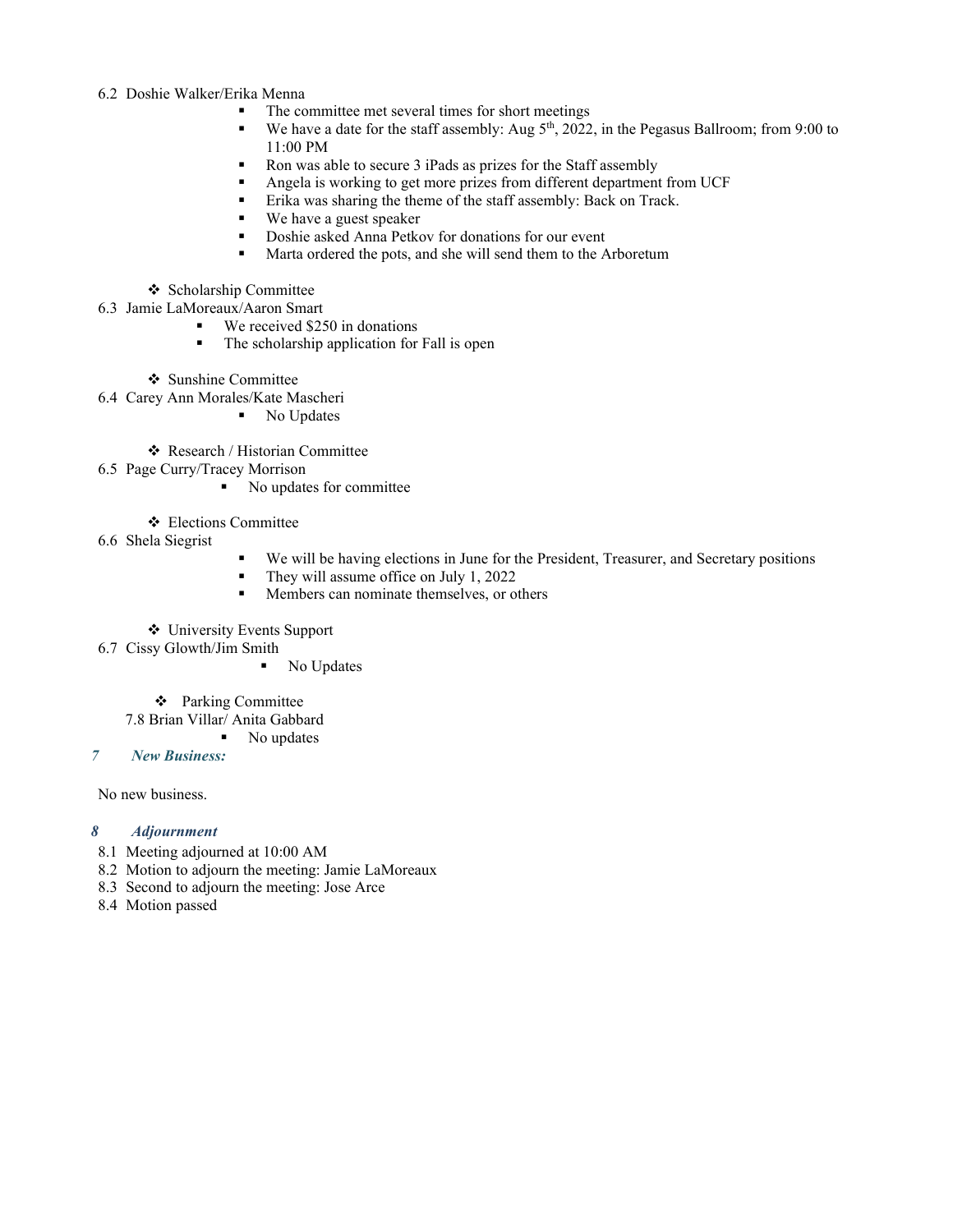6.2 Doshie Walker/Erika Menna

- The committee met several times for short meetings
- We have a date for the staff assembly: Aug 5th, 2022, in the Pegasus Ballroom; from 9:00 to 11:00 PM
- Ron was able to secure 3 iPads as prizes for the Staff assembly
- Angela is working to get more prizes from different department from UCF
- Erika was sharing the theme of the staff assembly: Back on Track.
- We have a guest speaker
- Doshie asked Anna Petkov for donations for our event
- Marta ordered the pots, and she will send them to the Arboretum

❖ Scholarship Committee

6.3 Jamie LaMoreaux/Aaron Smart

- We received $250 in donations
- The scholarship application for Fall is open

❖ Sunshine Committee

6.4 Carey Ann Morales/Kate Mascheri

- No Updates

❖ Research / Historian Committee

6.5 Page Curry/Tracey Morrison

- No updates for committee

❖ Elections Committee

6.6 Shela Siegrist

- We will be having elections in June for the President, Treasurer, and Secretary positions
- They will assume office on July 1, 2022
- Members can nominate themselves, or others

❖ University Events Support

6.7 Cissy Glowth/Jim Smith

- No Updates

❖ Parking Committee

7.8 Brian Villar/ Anita Gabbard

- No updates

## *7 New Business:*

No new business.

## *8 Adjournment*

8.1 Meeting adjourned at 10:00 AM
8.2 Motion to adjourn the meeting: Jamie LaMoreaux
8.3 Second to adjourn the meeting: Jose Arce
8.4 Motion passed